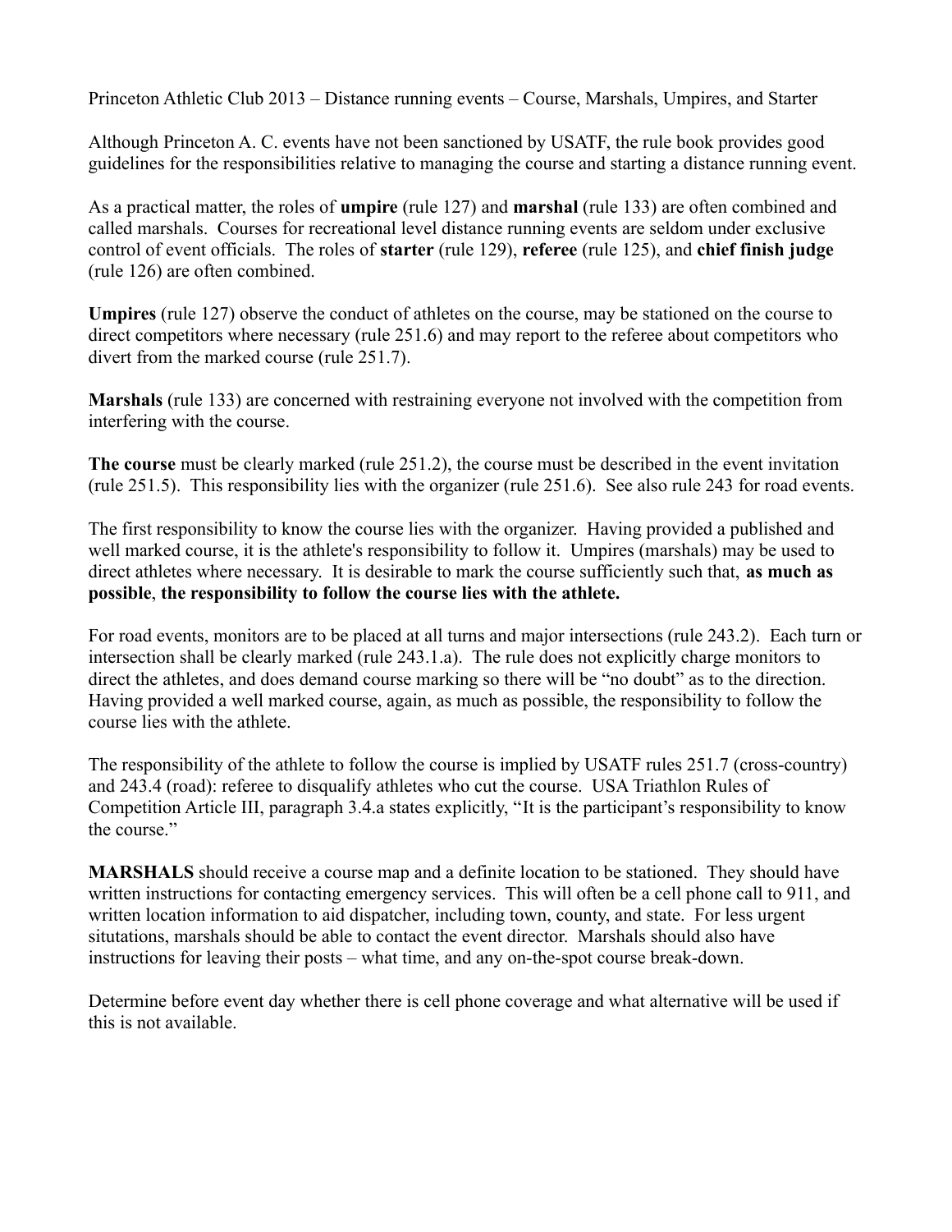Princeton Athletic Club 2013 – Distance running events – Course, Marshals, Umpires, and Starter

Although Princeton A. C. events have not been sanctioned by USATF, the rule book provides good guidelines for the responsibilities relative to managing the course and starting a distance running event.

As a practical matter, the roles of **umpire** (rule 127) and **marshal** (rule 133) are often combined and called marshals. Courses for recreational level distance running events are seldom under exclusive control of event officials. The roles of **starter** (rule 129), **referee** (rule 125), and **chief finish judge** (rule 126) are often combined.

**Umpires** (rule 127) observe the conduct of athletes on the course, may be stationed on the course to direct competitors where necessary (rule 251.6) and may report to the referee about competitors who divert from the marked course (rule 251.7).

**Marshals** (rule 133) are concerned with restraining everyone not involved with the competition from interfering with the course.

**The course** must be clearly marked (rule 251.2), the course must be described in the event invitation (rule 251.5). This responsibility lies with the organizer (rule 251.6). See also rule 243 for road events.

The first responsibility to know the course lies with the organizer. Having provided a published and well marked course, it is the athlete's responsibility to follow it. Umpires (marshals) may be used to direct athletes where necessary. It is desirable to mark the course sufficiently such that, **as much as possible**, **the responsibility to follow the course lies with the athlete.**

For road events, monitors are to be placed at all turns and major intersections (rule 243.2). Each turn or intersection shall be clearly marked (rule 243.1.a). The rule does not explicitly charge monitors to direct the athletes, and does demand course marking so there will be "no doubt" as to the direction. Having provided a well marked course, again, as much as possible, the responsibility to follow the course lies with the athlete.

The responsibility of the athlete to follow the course is implied by USATF rules 251.7 (cross-country) and 243.4 (road): referee to disqualify athletes who cut the course. USA Triathlon Rules of Competition Article III, paragraph 3.4.a states explicitly, "It is the participant's responsibility to know the course."

**MARSHALS** should receive a course map and a definite location to be stationed. They should have written instructions for contacting emergency services. This will often be a cell phone call to 911, and written location information to aid dispatcher, including town, county, and state. For less urgent situtations, marshals should be able to contact the event director. Marshals should also have instructions for leaving their posts – what time, and any on-the-spot course break-down.

Determine before event day whether there is cell phone coverage and what alternative will be used if this is not available.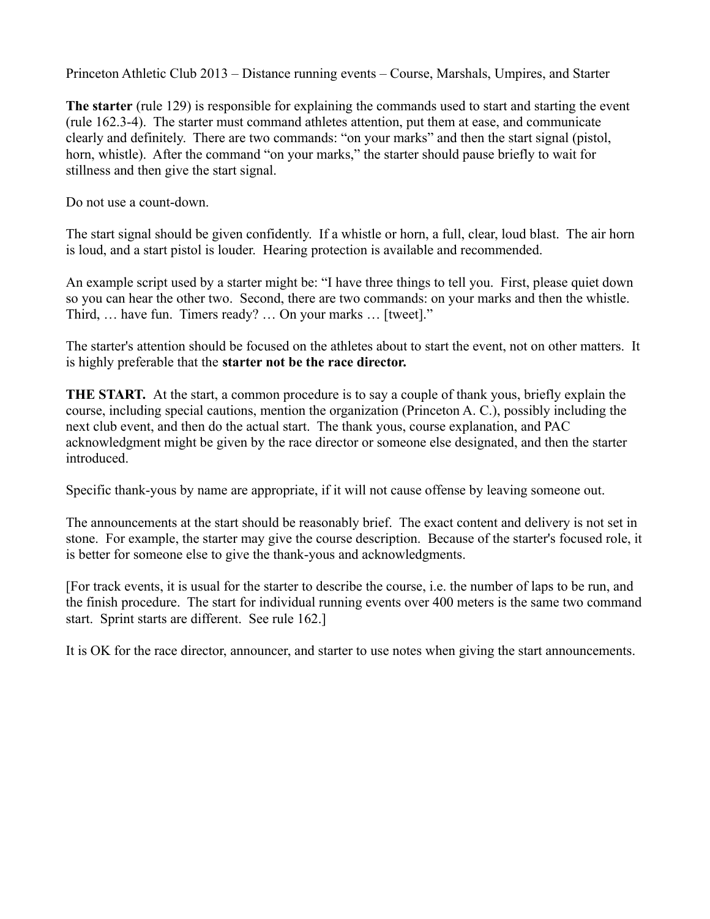Princeton Athletic Club 2013 – Distance running events – Course, Marshals, Umpires, and Starter

**The starter** (rule 129) is responsible for explaining the commands used to start and starting the event (rule 162.3-4). The starter must command athletes attention, put them at ease, and communicate clearly and definitely. There are two commands: "on your marks" and then the start signal (pistol, horn, whistle). After the command "on your marks," the starter should pause briefly to wait for stillness and then give the start signal.

Do not use a count-down.

The start signal should be given confidently. If a whistle or horn, a full, clear, loud blast. The air horn is loud, and a start pistol is louder. Hearing protection is available and recommended.

An example script used by a starter might be: "I have three things to tell you. First, please quiet down so you can hear the other two. Second, there are two commands: on your marks and then the whistle. Third, … have fun. Timers ready? … On your marks … [tweet]."

The starter's attention should be focused on the athletes about to start the event, not on other matters. It is highly preferable that the **starter not be the race director.**

**THE START.** At the start, a common procedure is to say a couple of thank yous, briefly explain the course, including special cautions, mention the organization (Princeton A. C.), possibly including the next club event, and then do the actual start. The thank yous, course explanation, and PAC acknowledgment might be given by the race director or someone else designated, and then the starter introduced.

Specific thank-yous by name are appropriate, if it will not cause offense by leaving someone out.

The announcements at the start should be reasonably brief. The exact content and delivery is not set in stone. For example, the starter may give the course description. Because of the starter's focused role, it is better for someone else to give the thank-yous and acknowledgments.

[For track events, it is usual for the starter to describe the course, i.e. the number of laps to be run, and the finish procedure. The start for individual running events over 400 meters is the same two command start. Sprint starts are different. See rule 162.]

It is OK for the race director, announcer, and starter to use notes when giving the start announcements.